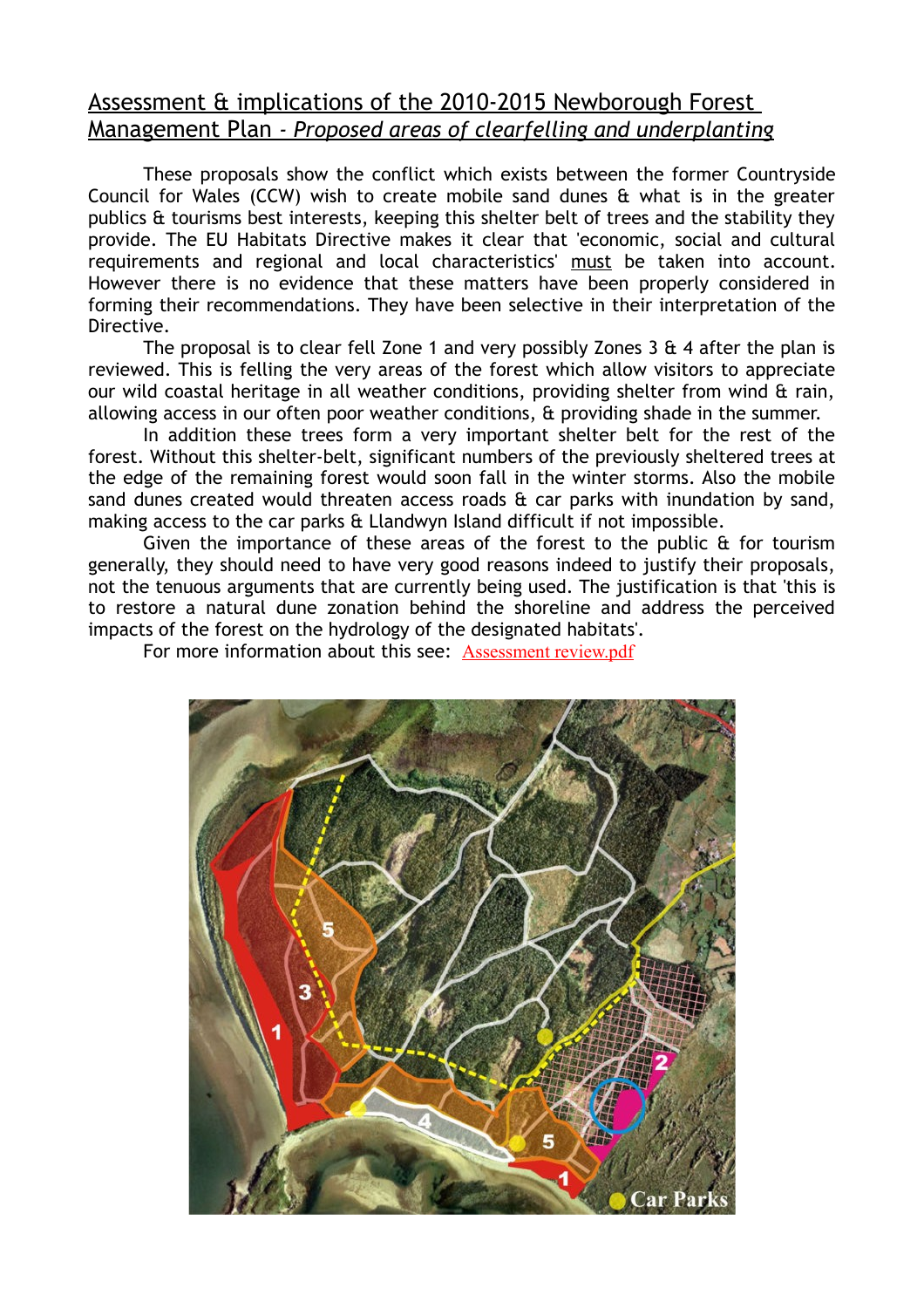# Assessment & implications of the 2010-2015 Newborough Forest Management Plan - *Proposed areas of clearfelling and underplanting*

These proposals show the conflict which exists between the former Countryside Council for Wales (CCW) wish to create mobile sand dunes & what is in the greater publics & tourisms best interests, keeping this shelter belt of trees and the stability they provide. The EU Habitats Directive makes it clear that 'economic, social and cultural requirements and regional and local characteristics' must be taken into account. However there is no evidence that these matters have been properly considered in forming their recommendations. They have been selective in their interpretation of the Directive.

The proposal is to clear fell Zone 1 and very possibly Zones 3 & 4 after the plan is reviewed. This is felling the very areas of the forest which allow visitors to appreciate our wild coastal heritage in all weather conditions, providing shelter from wind & rain, allowing access in our often poor weather conditions, & providing shade in the summer.

In addition these trees form a very important shelter belt for the rest of the forest. Without this shelter-belt, significant numbers of the previously sheltered trees at the edge of the remaining forest would soon fall in the winter storms. Also the mobile sand dunes created would threaten access roads & car parks with inundation by sand, making access to the car parks & Llandwyn Island difficult if not impossible.

Given the importance of these areas of the forest to the public & for tourism generally, they should need to have very good reasons indeed to justify their proposals, not the tenuous arguments that are currently being used. The justification is that 'this is to restore a natural dune zonation behind the shoreline and address the perceived impacts of the forest on the hydrology of the designated habitats'.

For more information about this see: Assessment review.pdf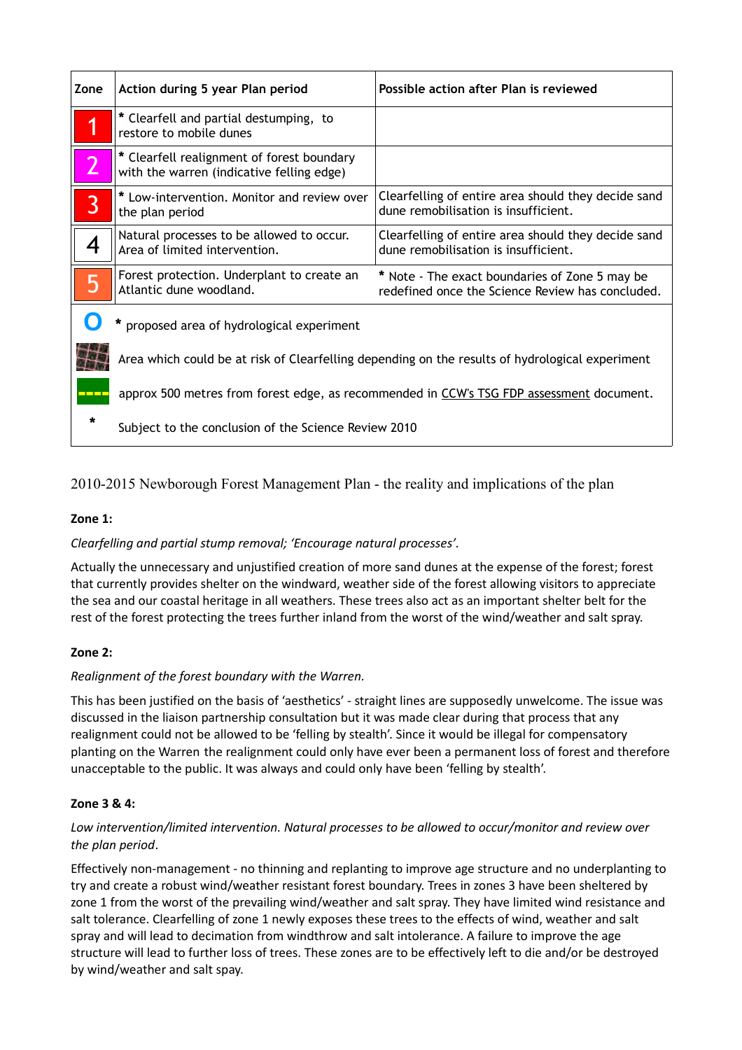| Zone | Action during 5 year Plan period | Possible action after Plan is reviewed |
|---|---|---|
| 1 | * Clearfell and partial destumping, to restore to mobile dunes | |
| 2 | * Clearfell realignment of forest boundary with the warren (indicative felling edge) | |
| 3 | * Low-intervention. Monitor and review over the plan period | Clearfelling of entire area should they decide sand dune remobilisation is insufficient. |
| 4 | Natural processes to be allowed to occur. Area of limited intervention. | Clearfelling of entire area should they decide sand dune remobilisation is insufficient. |
| 5 | Forest protection. Underplant to create an Atlantic dune woodland. | * Note - The exact boundaries of Zone 5 may be redefined once the Science Review has concluded. |
| O | * proposed area of hydrological experiment | |
| | Area which could be at risk of Clearfelling depending on the results of hydrological experiment | |
| ---- | approx 500 metres from forest edge, as recommended in CCW's TSG FDP assessment document. | |
| * | Subject to the conclusion of the Science Review 2010 | |

2010-2015 Newborough Forest Management Plan - the reality and implications of the plan

**Zone 1:**

*Clearfelling and partial stump removal; 'Encourage natural processes'.*

Actually the unnecessary and unjustified creation of more sand dunes at the expense of the forest; forest that currently provides shelter on the windward, weather side of the forest allowing visitors to appreciate the sea and our coastal heritage in all weathers. These trees also act as an important shelter belt for the rest of the forest protecting the trees further inland from the worst of the wind/weather and salt spray.

**Zone 2:**

*Realignment of the forest boundary with the Warren.*

This has been justified on the basis of 'aesthetics' - straight lines are supposedly unwelcome. The issue was discussed in the liaison partnership consultation but it was made clear during that process that any realignment could not be allowed to be 'felling by stealth'. Since it would be illegal for compensatory planting on the Warren the realignment could only have ever been a permanent loss of forest and therefore unacceptable to the public. It was always and could only have been 'felling by stealth'.

**Zone 3 & 4:**

*Low intervention/limited intervention. Natural processes to be allowed to occur/monitor and review over the plan period.*

Effectively non-management - no thinning and replanting to improve age structure and no underplanting to try and create a robust wind/weather resistant forest boundary. Trees in zones 3 have been sheltered by zone 1 from the worst of the prevailing wind/weather and salt spray. They have limited wind resistance and salt tolerance. Clearfelling of zone 1 newly exposes these trees to the effects of wind, weather and salt spray and will lead to decimation from windthrow and salt intolerance. A failure to improve the age structure will lead to further loss of trees. These zones are to be effectively left to die and/or be destroyed by wind/weather and salt spay.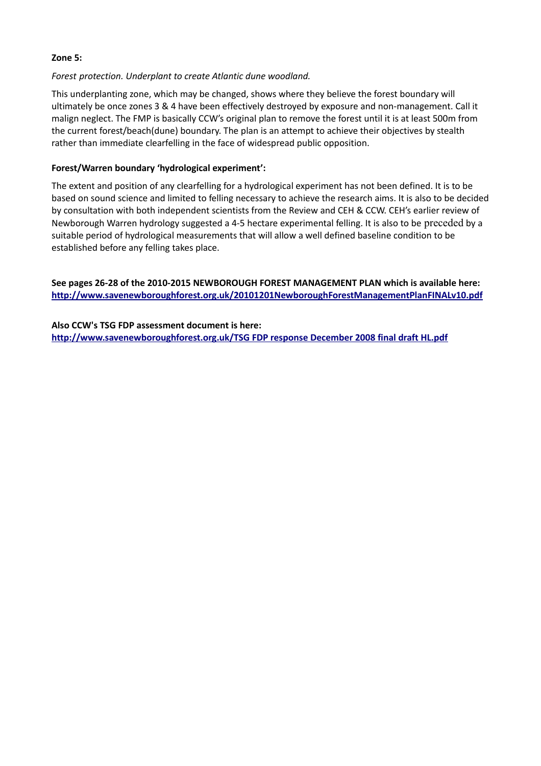**Zone 5:**

*Forest protection. Underplant to create Atlantic dune woodland.*

This underplanting zone, which may be changed, shows where they believe the forest boundary will ultimately be once zones 3 & 4 have been effectively destroyed by exposure and non-management. Call it malign neglect. The FMP is basically CCW's original plan to remove the forest until it is at least 500m from the current forest/beach(dune) boundary. The plan is an attempt to achieve their objectives by stealth rather than immediate clearfelling in the face of widespread public opposition.

**Forest/Warren boundary 'hydrological experiment':**

The extent and position of any clearfelling for a hydrological experiment has not been defined. It is to be based on sound science and limited to felling necessary to achieve the research aims. It is also to be decided by consultation with both independent scientists from the Review and CEH & CCW. CEH's earlier review of Newborough Warren hydrology suggested a 4-5 hectare experimental felling. It is also to be preceded by a suitable period of hydrological measurements that will allow a well defined baseline condition to be established before any felling takes place.

**See pages 26-28 of the 2010-2015 NEWBOROUGH FOREST MANAGEMENT PLAN which is available here:**
**[http://www.savenewboroughforest.org.uk/20101201NewboroughForestManagementPlanFINALv10.pdf](http://www.savenewboroughforest.org.uk/20101201NewboroughForestManagementPlanFINALv10.pdf)**

**Also CCW's TSG FDP assessment document is here:**
**[http://www.savenewboroughforest.org.uk/TSG FDP response December 2008 final draft HL.pdf](http://www.savenewboroughforest.org.uk/TSG FDP response December 2008 final draft HL.pdf)**